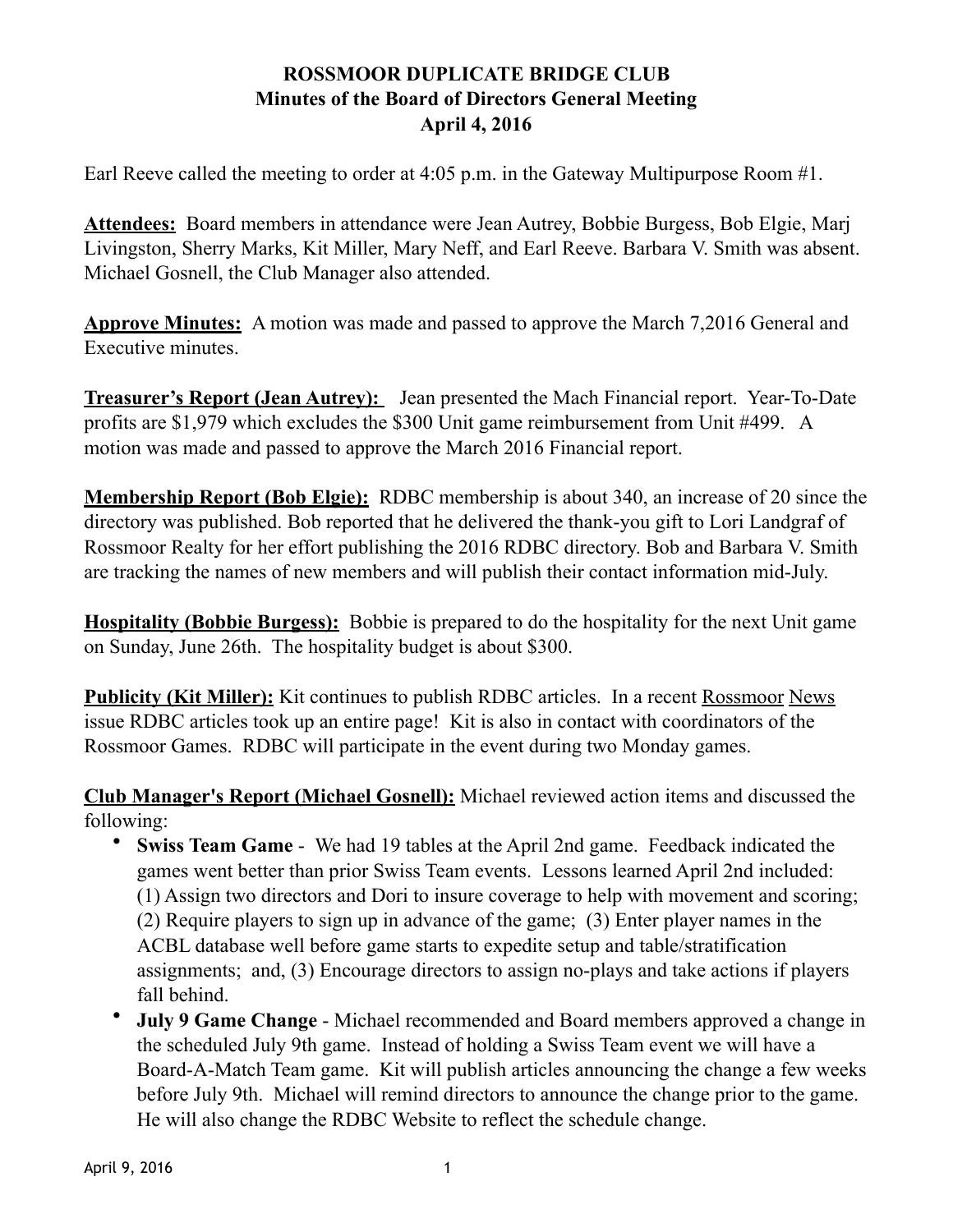**ROSSMOOR DUPLICATE BRIDGE CLUB**
**Minutes of the Board of Directors General Meeting**
**April 4, 2016**

Earl Reeve called the meeting to order at 4:05 p.m. in the Gateway Multipurpose Room #1.

**Attendees:** Board members in attendance were Jean Autrey, Bobbie Burgess, Bob Elgie, Marj Livingston, Sherry Marks, Kit Miller, Mary Neff, and Earl Reeve. Barbara V. Smith was absent. Michael Gosnell, the Club Manager also attended.

**Approve Minutes:** A motion was made and passed to approve the March 7,2016 General and Executive minutes.

**Treasurer's Report (Jean Autrey):** Jean presented the Mach Financial report. Year-To-Date profits are $1,979 which excludes the $300 Unit game reimbursement from Unit #499. A motion was made and passed to approve the March 2016 Financial report.

**Membership Report (Bob Elgie):** RDBC membership is about 340, an increase of 20 since the directory was published. Bob reported that he delivered the thank-you gift to Lori Landgraf of Rossmoor Realty for her effort publishing the 2016 RDBC directory. Bob and Barbara V. Smith are tracking the names of new members and will publish their contact information mid-July.

**Hospitality (Bobbie Burgess):** Bobbie is prepared to do the hospitality for the next Unit game on Sunday, June 26th. The hospitality budget is about $300.

**Publicity (Kit Miller):** Kit continues to publish RDBC articles. In a recent Rossmoor News issue RDBC articles took up an entire page! Kit is also in contact with coordinators of the Rossmoor Games. RDBC will participate in the event during two Monday games.

**Club Manager's Report (Michael Gosnell):** Michael reviewed action items and discussed the following:

- **Swiss Team Game** - We had 19 tables at the April 2nd game. Feedback indicated the games went better than prior Swiss Team events. Lessons learned April 2nd included: (1) Assign two directors and Dori to insure coverage to help with movement and scoring; (2) Require players to sign up in advance of the game; (3) Enter player names in the ACBL database well before game starts to expedite setup and table/stratification assignments; and, (3) Encourage directors to assign no-plays and take actions if players fall behind.
- **July 9 Game Change** - Michael recommended and Board members approved a change in the scheduled July 9th game. Instead of holding a Swiss Team event we will have a Board-A-Match Team game. Kit will publish articles announcing the change a few weeks before July 9th. Michael will remind directors to announce the change prior to the game. He will also change the RDBC Website to reflect the schedule change.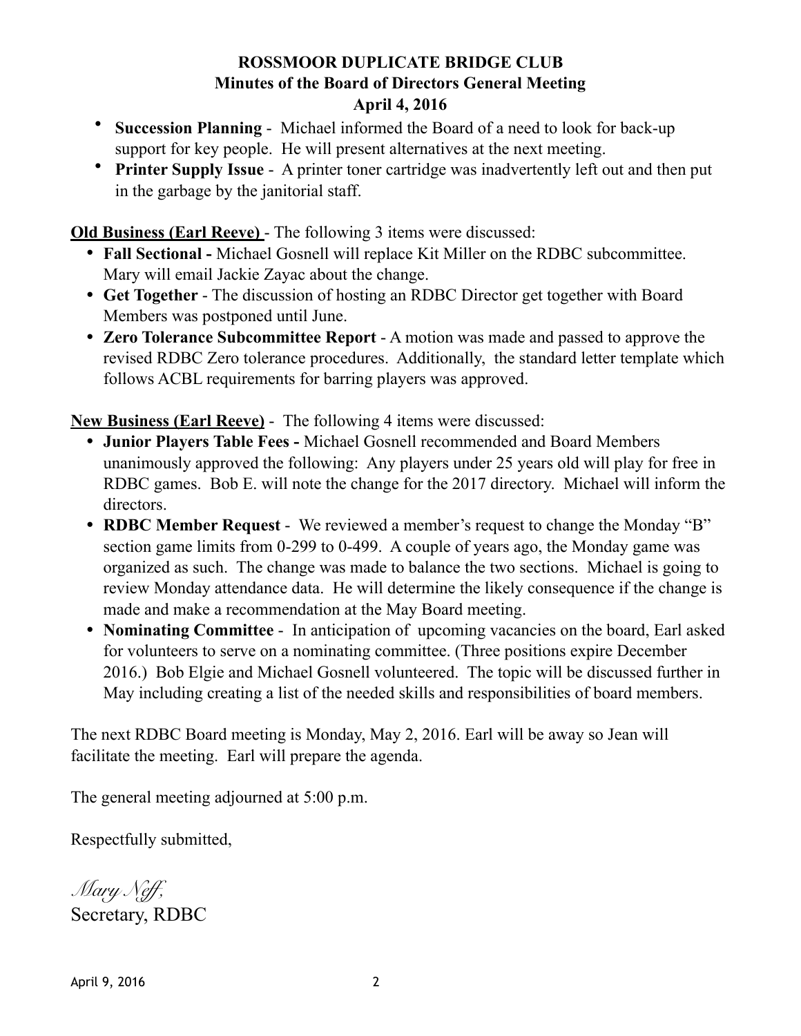**ROSSMOOR DUPLICATE BRIDGE CLUB**
**Minutes of the Board of Directors General Meeting**
**April 4, 2016**

- **Succession Planning** - Michael informed the Board of a need to look for back-up support for key people. He will present alternatives at the next meeting.
- **Printer Supply Issue** - A printer toner cartridge was inadvertently left out and then put in the garbage by the janitorial staff.

**Old Business (Earl Reeve)** - The following 3 items were discussed:

- **Fall Sectional -** Michael Gosnell will replace Kit Miller on the RDBC subcommittee. Mary will email Jackie Zayac about the change.
- **Get Together** - The discussion of hosting an RDBC Director get together with Board Members was postponed until June.
- **Zero Tolerance Subcommittee Report** - A motion was made and passed to approve the revised RDBC Zero tolerance procedures. Additionally, the standard letter template which follows ACBL requirements for barring players was approved.

**New Business (Earl Reeve)** - The following 4 items were discussed:

- **Junior Players Table Fees -** Michael Gosnell recommended and Board Members unanimously approved the following: Any players under 25 years old will play for free in RDBC games. Bob E. will note the change for the 2017 directory. Michael will inform the directors.
- **RDBC Member Request** - We reviewed a member's request to change the Monday "B" section game limits from 0-299 to 0-499. A couple of years ago, the Monday game was organized as such. The change was made to balance the two sections. Michael is going to review Monday attendance data. He will determine the likely consequence if the change is made and make a recommendation at the May Board meeting.
- **Nominating Committee** - In anticipation of upcoming vacancies on the board, Earl asked for volunteers to serve on a nominating committee. (Three positions expire December 2016.) Bob Elgie and Michael Gosnell volunteered. The topic will be discussed further in May including creating a list of the needed skills and responsibilities of board members.

The next RDBC Board meeting is Monday, May 2, 2016. Earl will be away so Jean will facilitate the meeting. Earl will prepare the agenda.

The general meeting adjourned at 5:00 p.m.

Respectfully submitted,

*Mary Neff,*
Secretary, RDBC

April 9, 2016